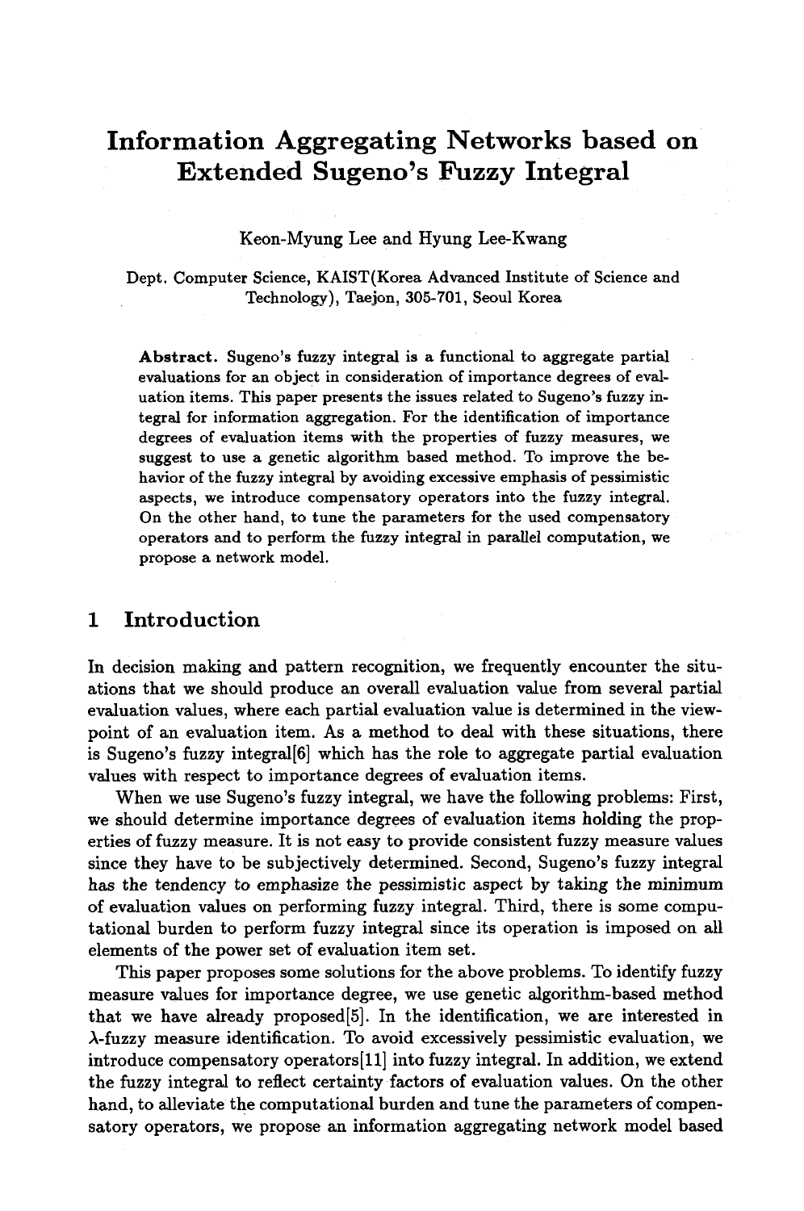# Information Aggregating Networks based on Extended Sugeno's Fuzzy Integral

Keon-Myung Lee and Hyung Lee-Kwang

Dept. Computer Science, KAIST(Korea Advanced Institute of Science and Technology), Taejon, 305-701, Seoul Korea

**Abstract.** Sugeno's fuzzy integral is a functional to aggregate partial evaluations for an object in consideration of importance degrees of evaluation items. This paper presents the issues related to Sugeno's fuzzy integral for information aggregation. For the identification of importance degrees of evaluation items with the properties of fuzzy measures, we suggest to use a genetic algorithm based method. To improve the behavior of the fuzzy integral by avoiding excessive emphasis of pessimistic aspects, we introduce compensatory operators into the fuzzy integral. On the other hand, to tune the parameters for the used compensatory operators and to perform the fuzzy integral in parallel computation, we propose a network model.

## 1 Introduction

In decision making and pattern recognition, we frequently encounter the situations that we should produce an overall evaluation value from several partial evaluation values, where each partial evaluation value is determined in the viewpoint of an evaluation item. As a method to deal with these situations, there is Sugeno's fuzzy integral[6] which has the role to aggregate partial evaluation values with respect to importance degrees of evaluation items.

When we use Sugeno's fuzzy integral, we have the following problems: First, we should determine importance degrees of evaluation items holding the properties of fuzzy measure. It is not easy to provide consistent fuzzy measure values since they have to be subjectively determined. Second, Sugeno's fuzzy integral has the tendency to emphasize the pessimistic aspect by taking the minimum of evaluation values on performing fuzzy integral. Third, there is some computational burden to perform fuzzy integral since its operation is imposed on all elements of the power set of evaluation item set.

This paper proposes some solutions for the above problems. To identify fuzzy measure values for importance degree, we use genetic algorithm-based method that we have already proposed[5]. In the identification, we are interested in $\lambda$-fuzzy measure identification. To avoid excessively pessimistic evaluation, we introduce compensatory operators[11] into fuzzy integral. In addition, we extend the fuzzy integral to reflect certainty factors of evaluation values. On the other hand, to alleviate the computational burden and tune the parameters of compensatory operators, we propose an information aggregating network model based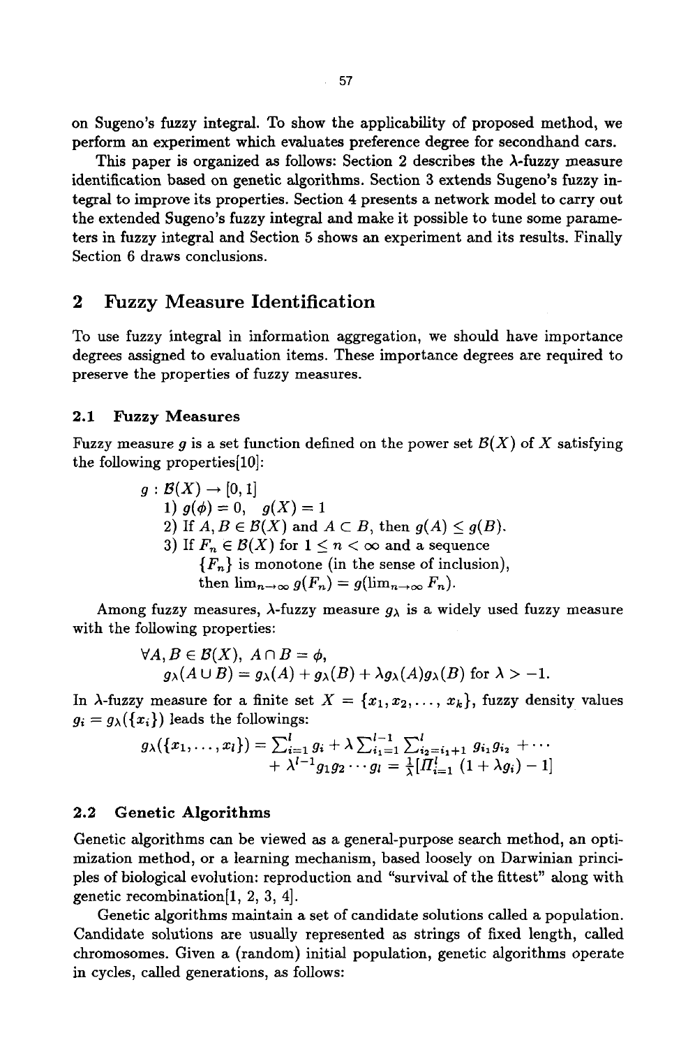on Sugeno's fuzzy integral. To show the applicability of proposed method, we perform an experiment which evaluates preference degree for secondhand cars.

This paper is organized as follows: Section 2 describes the $\lambda$-fuzzy measure identification based on genetic algorithms. Section 3 extends Sugeno's fuzzy integral to improve its properties. Section 4 presents a network model to carry out the extended Sugeno's fuzzy integral and make it possible to tune some parameters in fuzzy integral and Section 5 shows an experiment and its results. Finally Section 6 draws conclusions.

## 2 Fuzzy Measure Identification

To use fuzzy integral in information aggregation, we should have importance degrees assigned to evaluation items. These importance degrees are required to preserve the properties of fuzzy measures.

### 2.1 Fuzzy Measures

Fuzzy measure $g$ is a set function defined on the power set $\mathcal{B}(X)$ of $X$ satisfying the following properties[10]:

$g : \mathcal{B}(X) \rightarrow [0, 1]$

1) $g(\phi) = 0, \quad g(X) = 1$
2) If $A, B \in \mathcal{B}(X)$ and $A \subset B$, then $g(A) \leq g(B)$.
3) If $F_n \in \mathcal{B}(X)$ for $1 \leq n < \infty$ and a sequence $\{F_n\}$ is monotone (in the sense of inclusion), then $\lim_{n\rightarrow\infty} g(F_n) = g(\lim_{n\rightarrow\infty} F_n)$.

Among fuzzy measures, $\lambda$-fuzzy measure $g_\lambda$ is a widely used fuzzy measure with the following properties:

$$\forall A, B \in \mathcal{B}(X), \; A \cap B = \phi,$$
$$g_\lambda(A \cup B) = g_\lambda(A) + g_\lambda(B) + \lambda g_\lambda(A) g_\lambda(B) \text{ for } \lambda > -1.$$

In $\lambda$-fuzzy measure for a finite set $X = \{x_1, x_2, \ldots, x_k\}$, fuzzy density values $g_i = g_\lambda(\{x_i\})$ leads the followings:

$$g_\lambda(\{x_1, \ldots, x_l\}) = \sum_{i=1}^{l} g_i + \lambda \sum_{i_1=1}^{l-1} \sum_{i_2=i_1+1}^{l} g_{i_1} g_{i_2} + \cdots + \lambda^{l-1} g_1 g_2 \cdots g_l = \frac{1}{\lambda}\left[\Pi_{i=1}^{l} (1 + \lambda g_i) - 1\right]$$

### 2.2 Genetic Algorithms

Genetic algorithms can be viewed as a general-purpose search method, an optimization method, or a learning mechanism, based loosely on Darwinian principles of biological evolution: reproduction and "survival of the fittest" along with genetic recombination[1, 2, 3, 4].

Genetic algorithms maintain a set of candidate solutions called a population. Candidate solutions are usually represented as strings of fixed length, called chromosomes. Given a (random) initial population, genetic algorithms operate in cycles, called generations, as follows: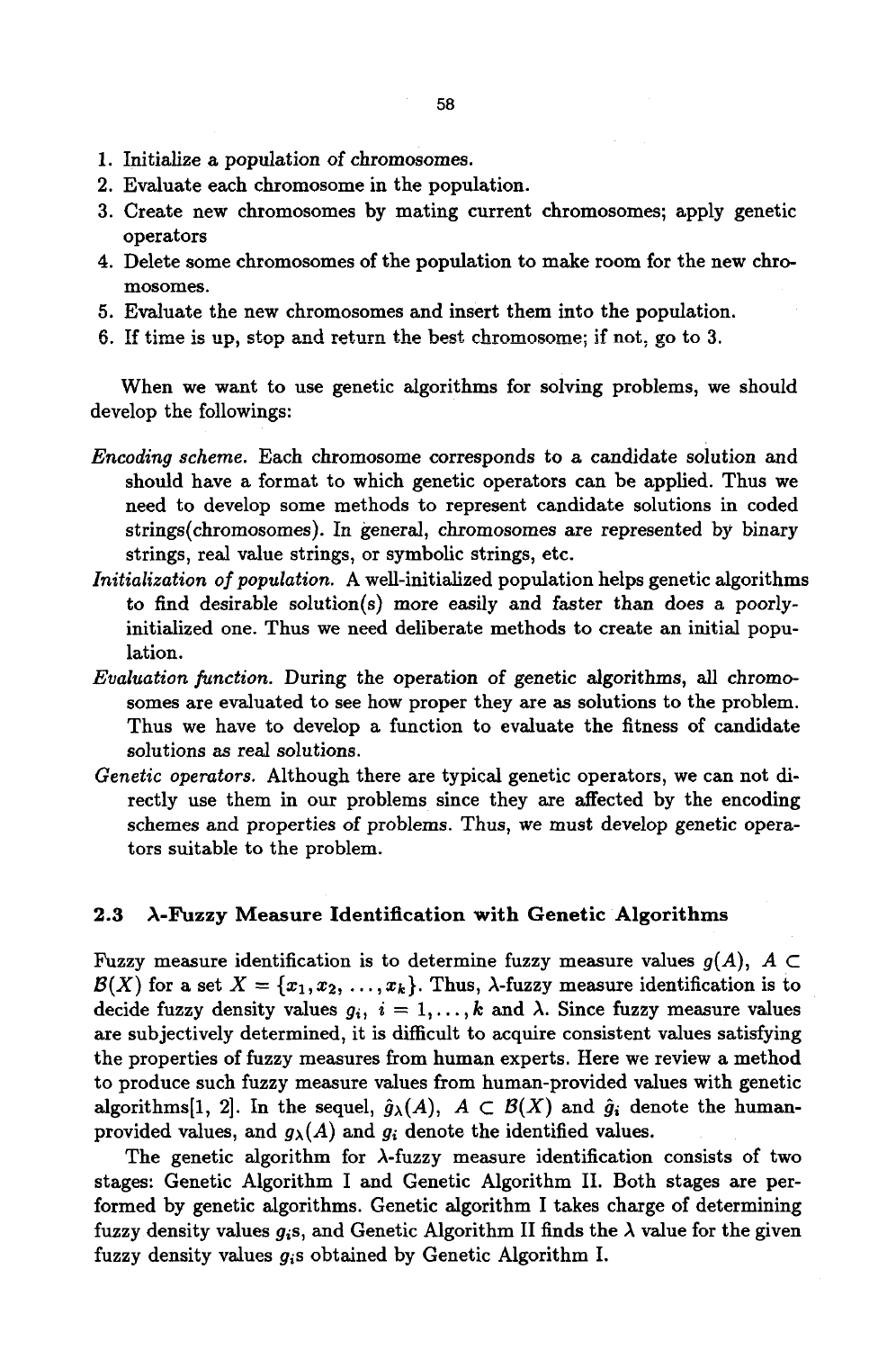1. Initialize a population of chromosomes.
2. Evaluate each chromosome in the population.
3. Create new chromosomes by mating current chromosomes; apply genetic operators
4. Delete some chromosomes of the population to make room for the new chromosomes.
5. Evaluate the new chromosomes and insert them into the population.
6. If time is up, stop and return the best chromosome; if not, go to 3.

When we want to use genetic algorithms for solving problems, we should develop the followings:

*Encoding scheme.* Each chromosome corresponds to a candidate solution and should have a format to which genetic operators can be applied. Thus we need to develop some methods to represent candidate solutions in coded strings(chromosomes). In general, chromosomes are represented by binary strings, real value strings, or symbolic strings, etc.

*Initialization of population.* A well-initialized population helps genetic algorithms to find desirable solution(s) more easily and faster than does a poorly-initialized one. Thus we need deliberate methods to create an initial population.

*Evaluation function.* During the operation of genetic algorithms, all chromosomes are evaluated to see how proper they are as solutions to the problem. Thus we have to develop a function to evaluate the fitness of candidate solutions as real solutions.

*Genetic operators.* Although there are typical genetic operators, we can not directly use them in our problems since they are affected by the encoding schemes and properties of problems. Thus, we must develop genetic operators suitable to the problem.

### 2.3 $\lambda$-Fuzzy Measure Identification with Genetic Algorithms

Fuzzy measure identification is to determine fuzzy measure values $g(A)$, $A \subset \mathcal{B}(X)$ for a set $X = \{x_1, x_2, \ldots, x_k\}$. Thus, $\lambda$-fuzzy measure identification is to decide fuzzy density values $g_i$, $i = 1, \ldots, k$ and $\lambda$. Since fuzzy measure values are subjectively determined, it is difficult to acquire consistent values satisfying the properties of fuzzy measures from human experts. Here we review a method to produce such fuzzy measure values from human-provided values with genetic algorithms[1, 2]. In the sequel, $\hat{g}_\lambda(A)$, $A \subset \mathcal{B}(X)$ and $\hat{g}_i$ denote the human-provided values, and $g_\lambda(A)$ and $g_i$ denote the identified values.

The genetic algorithm for $\lambda$-fuzzy measure identification consists of two stages: Genetic Algorithm I and Genetic Algorithm II. Both stages are performed by genetic algorithms. Genetic algorithm I takes charge of determining fuzzy density values $g_i$s, and Genetic Algorithm II finds the $\lambda$ value for the given fuzzy density values $g_i$s obtained by Genetic Algorithm I.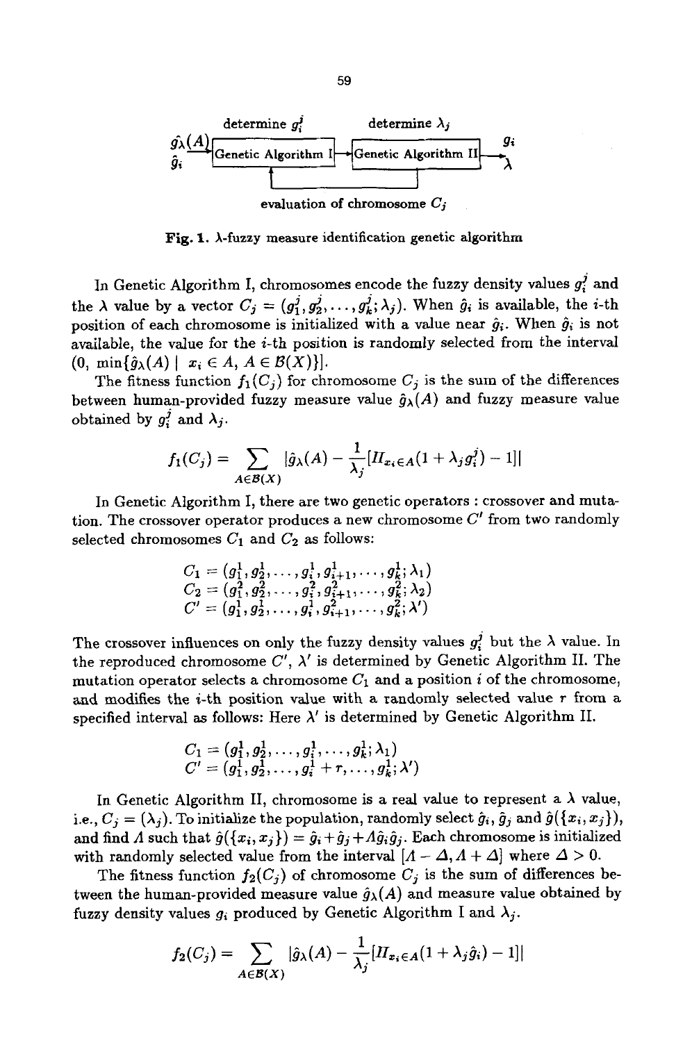determine $g_i^j$ determine $\lambda_j$

$\hat{g}_\lambda(A)$, $\hat{g}_i$ → Genetic Algorithm I → Genetic Algorithm II → $g_i$, $\lambda$

evaluation of chromosome $C_j$

**Fig. 1.** $\lambda$-fuzzy measure identification genetic algorithm

In Genetic Algorithm I, chromosomes encode the fuzzy density values $g_i^j$ and the $\lambda$ value by a vector $C_j = (g_1^j, g_2^j, \ldots, g_k^j; \lambda_j)$. When $\hat{g}_i$ is available, the $i$-th position of each chromosome is initialized with a value near $\hat{g}_i$. When $\hat{g}_i$ is not available, the value for the $i$-th position is randomly selected from the interval $(0, \min\{\hat{g}_\lambda(A) \mid x_i \in A, A \in \mathcal{B}(X)\}]$.

The fitness function $f_1(C_j)$ for chromosome $C_j$ is the sum of the differences between human-provided fuzzy measure value $\hat{g}_\lambda(A)$ and fuzzy measure value obtained by $g_i^j$ and $\lambda_j$.

$$f_1(C_j) = \sum_{A \in \mathcal{B}(X)} |\hat{g}_\lambda(A) - \frac{1}{\lambda_j}[\Pi_{x_i \in A}(1 + \lambda_j g_i^j) - 1]|$$

In Genetic Algorithm I, there are two genetic operators : crossover and mutation. The crossover operator produces a new chromosome $C'$ from two randomly selected chromosomes $C_1$ and $C_2$ as follows:

$$\begin{aligned}
C_1 &= (g_1^1, g_2^1, \ldots, g_i^1, g_{i+1}^1, \ldots, g_k^1; \lambda_1) \\
C_2 &= (g_1^2, g_2^2, \ldots, g_i^2, g_{i+1}^2, \ldots, g_k^2; \lambda_2) \\
C' &= (g_1^1, g_2^1, \ldots, g_i^1, g_{i+1}^2, \ldots, g_k^2; \lambda')
\end{aligned}$$

The crossover influences on only the fuzzy density values $g_i^j$ but the $\lambda$ value. In the reproduced chromosome $C'$, $\lambda'$ is determined by Genetic Algorithm II. The mutation operator selects a chromosome $C_1$ and a position $i$ of the chromosome, and modifies the $i$-th position value with a randomly selected value $r$ from a specified interval as follows: Here $\lambda'$ is determined by Genetic Algorithm II.

$$\begin{aligned}
C_1 &= (g_1^1, g_2^1, \ldots, g_i^1, \ldots, g_k^1; \lambda_1) \\
C' &= (g_1^1, g_2^1, \ldots, g_i^1 + r, \ldots, g_k^1; \lambda')
\end{aligned}$$

In Genetic Algorithm II, chromosome is a real value to represent a $\lambda$ value, i.e., $C_j = (\lambda_j)$. To initialize the population, randomly select $\hat{g}_i$, $\hat{g}_j$ and $\hat{g}(\{x_i, x_j\})$, and find $\Lambda$ such that $\hat{g}(\{x_i, x_j\}) = \hat{g}_i + \hat{g}_j + \Lambda \hat{g}_i \hat{g}_j$. Each chromosome is initialized with randomly selected value from the interval $[\Lambda - \Delta, \Lambda + \Delta]$ where $\Delta > 0$.

The fitness function $f_2(C_j)$ of chromosome $C_j$ is the sum of differences between the human-provided measure value $\hat{g}_\lambda(A)$ and measure value obtained by fuzzy density values $g_i$ produced by Genetic Algorithm I and $\lambda_j$.

$$f_2(C_j) = \sum_{A \in \mathcal{B}(X)} |\hat{g}_\lambda(A) - \frac{1}{\lambda_j}[\Pi_{x_i \in A}(1 + \lambda_j \hat{g}_i) - 1]|$$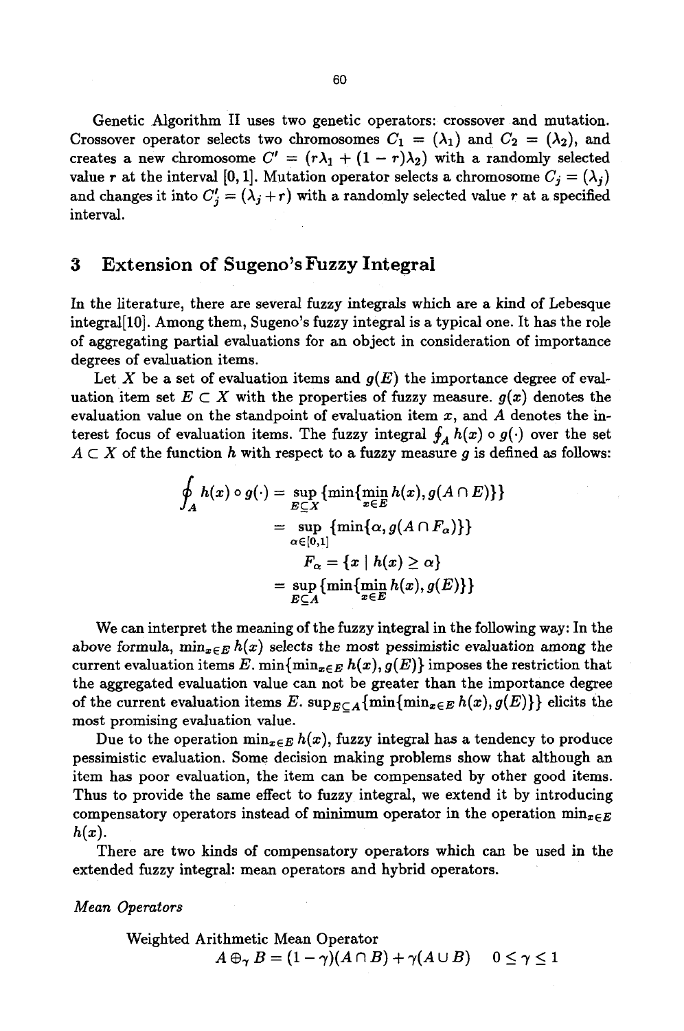Genetic Algorithm II uses two genetic operators: crossover and mutation. Crossover operator selects two chromosomes $C_1 = (\lambda_1)$ and $C_2 = (\lambda_2)$, and creates a new chromosome $C' = (r\lambda_1 + (1-r)\lambda_2)$ with a randomly selected value $r$ at the interval $[0,1]$. Mutation operator selects a chromosome $C_j = (\lambda_j)$ and changes it into $C_j' = (\lambda_j + r)$ with a randomly selected value $r$ at a specified interval.

## 3 Extension of Sugeno's Fuzzy Integral

In the literature, there are several fuzzy integrals which are a kind of Lebesque integral[10]. Among them, Sugeno's fuzzy integral is a typical one. It has the role of aggregating partial evaluations for an object in consideration of importance degrees of evaluation items.

Let $X$ be a set of evaluation items and $g(E)$ the importance degree of evaluation item set $E \subset X$ with the properties of fuzzy measure. $g(x)$ denotes the evaluation value on the standpoint of evaluation item $x$, and $A$ denotes the interest focus of evaluation items. The fuzzy integral $\oint_A h(x) \circ g(\cdot)$ over the set $A \subset X$ of the function $h$ with respect to a fuzzy measure $g$ is defined as follows:

$$\begin{aligned}
\oint_A h(x) \circ g(\cdot) &= \sup_{E \subseteq X} \{\min\{\min_{x \in E} h(x), g(A \cap E)\}\} \\
&= \sup_{\alpha \in [0,1]} \{\min\{\alpha, g(A \cap F_\alpha)\}\} \\
&\quad F_\alpha = \{x \mid h(x) \geq \alpha\} \\
&= \sup_{E \subseteq A} \{\min\{\min_{x \in E} h(x), g(E)\}\}
\end{aligned}$$

We can interpret the meaning of the fuzzy integral in the following way: In the above formula, $\min_{x \in E} h(x)$ selects the most pessimistic evaluation among the current evaluation items $E$. $\min\{\min_{x \in E} h(x), g(E)\}$ imposes the restriction that the aggregated evaluation value can not be greater than the importance degree of the current evaluation items $E$. $\sup_{E \subseteq A}\{\min\{\min_{x \in E} h(x), g(E)\}\}$ elicits the most promising evaluation value.

Due to the operation $\min_{x \in E} h(x)$, fuzzy integral has a tendency to produce pessimistic evaluation. Some decision making problems show that although an item has poor evaluation, the item can be compensated by other good items. Thus to provide the same effect to fuzzy integral, we extend it by introducing compensatory operators instead of minimum operator in the operation $\min_{x \in E} h(x)$.

There are two kinds of compensatory operators which can be used in the extended fuzzy integral: mean operators and hybrid operators.

*Mean Operators*

Weighted Arithmetic Mean Operator

$$A \oplus_\gamma B = (1-\gamma)(A \cap B) + \gamma(A \cup B) \quad 0 \leq \gamma \leq 1$$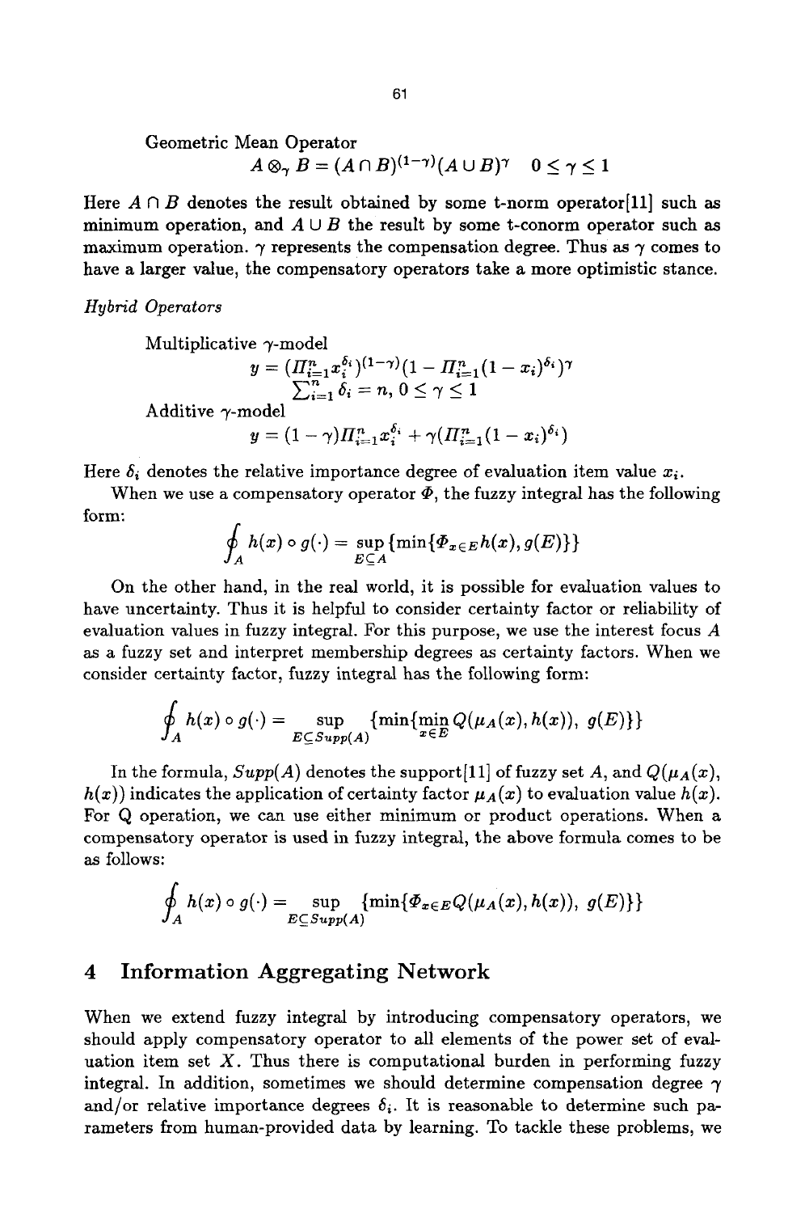Geometric Mean Operator

$$A \otimes_\gamma B = (A \cap B)^{(1-\gamma)}(A \cup B)^\gamma \quad 0 \le \gamma \le 1$$

Here $A \cap B$ denotes the result obtained by some t-norm operator[11] such as minimum operation, and $A \cup B$ the result by some t-conorm operator such as maximum operation. $\gamma$ represents the compensation degree. Thus as $\gamma$ comes to have a larger value, the compensatory operators take a more optimistic stance.

*Hybrid Operators*

Multiplicative $\gamma$-model

$$y = (\Pi_{i=1}^{n} x_i^{\delta_i})^{(1-\gamma)}(1 - \Pi_{i=1}^{n}(1 - x_i)^{\delta_i})^\gamma$$

$$\textstyle\sum_{i=1}^{n} \delta_i = n, \; 0 \le \gamma \le 1$$

Additive $\gamma$-model

$$y = (1-\gamma)\Pi_{i=1}^{n} x_i^{\delta_i} + \gamma(\Pi_{i=1}^{n}(1 - x_i)^{\delta_i})$$

Here $\delta_i$ denotes the relative importance degree of evaluation item value $x_i$.

When we use a compensatory operator $\Phi$, the fuzzy integral has the following form:

$$\oint_A h(x) \circ g(\cdot) = \sup_{E \subseteq A} \{\min\{\Phi_{x \in E} h(x), g(E)\}\}$$

On the other hand, in the real world, it is possible for evaluation values to have uncertainty. Thus it is helpful to consider certainty factor or reliability of evaluation values in fuzzy integral. For this purpose, we use the interest focus $A$ as a fuzzy set and interpret membership degrees as certainty factors. When we consider certainty factor, fuzzy integral has the following form:

$$\oint_A h(x) \circ g(\cdot) = \sup_{E \subseteq Supp(A)} \{\min\{\min_{x \in E} Q(\mu_A(x), h(x)), \; g(E)\}\}$$

In the formula, $Supp(A)$ denotes the support[11] of fuzzy set $A$, and $Q(\mu_A(x), h(x))$ indicates the application of certainty factor $\mu_A(x)$ to evaluation value $h(x)$. For Q operation, we can use either minimum or product operations. When a compensatory operator is used in fuzzy integral, the above formula comes to be as follows:

$$\oint_A h(x) \circ g(\cdot) = \sup_{E \subseteq Supp(A)} \{\min\{\Phi_{x \in E} Q(\mu_A(x), h(x)), \; g(E)\}\}$$

## 4 Information Aggregating Network

When we extend fuzzy integral by introducing compensatory operators, we should apply compensatory operator to all elements of the power set of evaluation item set $X$. Thus there is computational burden in performing fuzzy integral. In addition, sometimes we should determine compensation degree $\gamma$ and/or relative importance degrees $\delta_i$. It is reasonable to determine such parameters from human-provided data by learning. To tackle these problems, we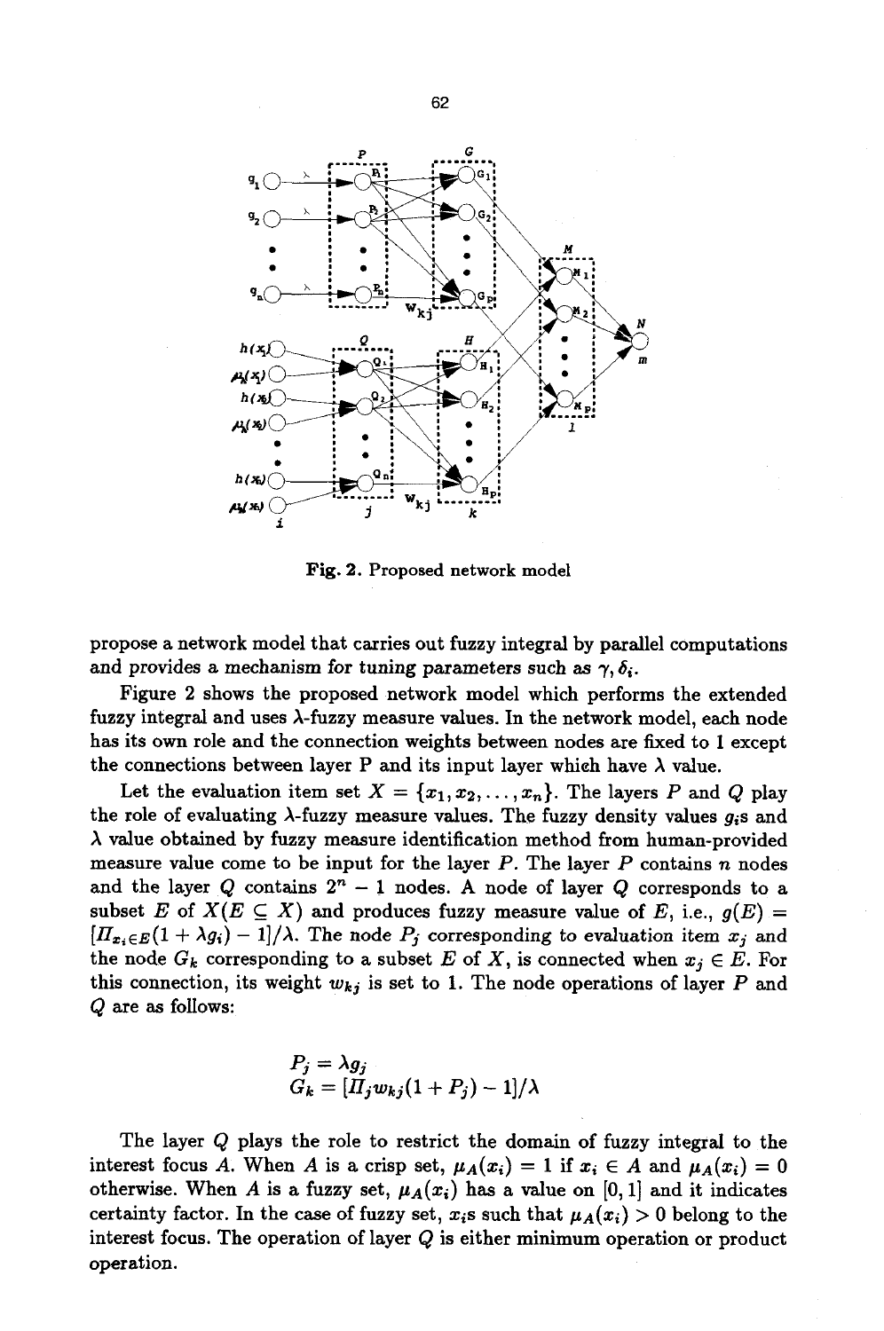Fig. 2. Proposed network model

propose a network model that carries out fuzzy integral by parallel computations and provides a mechanism for tuning parameters such as $\gamma, \delta_i$.

Figure 2 shows the proposed network model which performs the extended fuzzy integral and uses $\lambda$-fuzzy measure values. In the network model, each node has its own role and the connection weights between nodes are fixed to 1 except the connections between layer P and its input layer which have $\lambda$ value.

Let the evaluation item set $X = \{x_1, x_2, \ldots, x_n\}$. The layers $P$ and $Q$ play the role of evaluating $\lambda$-fuzzy measure values. The fuzzy density values $g_i$s and $\lambda$ value obtained by fuzzy measure identification method from human-provided measure value come to be input for the layer $P$. The layer $P$ contains $n$ nodes and the layer $Q$ contains $2^n - 1$ nodes. A node of layer $Q$ corresponds to a subset $E$ of $X (E \subseteq X)$ and produces fuzzy measure value of $E$, i.e., $g(E) = [\Pi_{x_i \in E}(1 + \lambda g_i) - 1]/\lambda$. The node $P_j$ corresponding to evaluation item $x_j$ and the node $G_k$ corresponding to a subset $E$ of $X$, is connected when $x_j \in E$. For this connection, its weight $w_{kj}$ is set to 1. The node operations of layer $P$ and $Q$ are as follows:

$$P_j = \lambda g_j$$

$$G_k = [\Pi_j w_{kj}(1 + P_j) - 1]/\lambda$$

The layer $Q$ plays the role to restrict the domain of fuzzy integral to the interest focus $A$. When $A$ is a crisp set, $\mu_A(x_i) = 1$ if $x_i \in A$ and $\mu_A(x_i) = 0$ otherwise. When $A$ is a fuzzy set, $\mu_A(x_i)$ has a value on $[0, 1]$ and it indicates certainty factor. In the case of fuzzy set, $x_i$s such that $\mu_A(x_i) > 0$ belong to the interest focus. The operation of layer $Q$ is either minimum operation or product operation.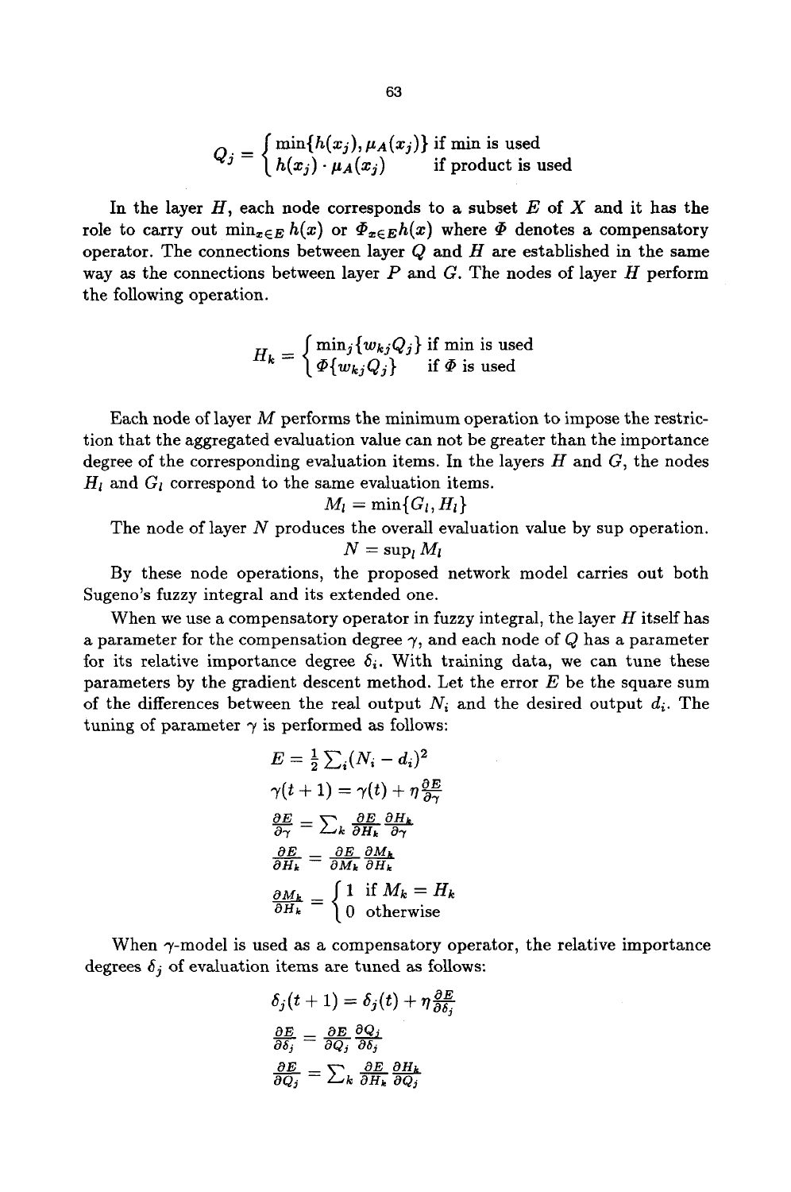$$Q_j = \begin{cases} \min\{h(x_j), \mu_A(x_j)\} & \text{if min is used} \\ h(x_j) \cdot \mu_A(x_j) & \text{if product is used} \end{cases}$$

In the layer $H$, each node corresponds to a subset $E$ of $X$ and it has the role to carry out $\min_{x \in E} h(x)$ or $\Phi_{x \in E} h(x)$ where $\Phi$ denotes a compensatory operator. The connections between layer $Q$ and $H$ are established in the same way as the connections between layer $P$ and $G$. The nodes of layer $H$ perform the following operation.

$$H_k = \begin{cases} \min_j\{w_{kj} Q_j\} & \text{if min is used} \\ \Phi\{w_{kj} Q_j\} & \text{if } \Phi \text{ is used} \end{cases}$$

Each node of layer $M$ performs the minimum operation to impose the restriction that the aggregated evaluation value can not be greater than the importance degree of the corresponding evaluation items. In the layers $H$ and $G$, the nodes $H_l$ and $G_l$ correspond to the same evaluation items.

$$M_l = \min\{G_l, H_l\}$$

The node of layer $N$ produces the overall evaluation value by sup operation.

$$N = \sup_l M_l$$

By these node operations, the proposed network model carries out both Sugeno's fuzzy integral and its extended one.

When we use a compensatory operator in fuzzy integral, the layer $H$ itself has a parameter for the compensation degree $\gamma$, and each node of $Q$ has a parameter for its relative importance degree $\delta_i$. With training data, we can tune these parameters by the gradient descent method. Let the error $E$ be the square sum of the differences between the real output $N_i$ and the desired output $d_i$. The tuning of parameter $\gamma$ is performed as follows:

$$E = \tfrac{1}{2} \textstyle\sum_i (N_i - d_i)^2$$

$$\gamma(t+1) = \gamma(t) + \eta \frac{\partial E}{\partial \gamma}$$

$$\frac{\partial E}{\partial \gamma} = \sum_k \frac{\partial E}{\partial H_k} \frac{\partial H_k}{\partial \gamma}$$

$$\frac{\partial E}{\partial H_k} = \frac{\partial E}{\partial M_k} \frac{\partial M_k}{\partial H_k}$$

$$\frac{\partial M_k}{\partial H_k} = \begin{cases} 1 & \text{if } M_k = H_k \\ 0 & \text{otherwise} \end{cases}$$

When $\gamma$-model is used as a compensatory operator, the relative importance degrees $\delta_j$ of evaluation items are tuned as follows:

$$\delta_j(t+1) = \delta_j(t) + \eta \frac{\partial E}{\partial \delta_j}$$

$$\frac{\partial E}{\partial \delta_j} = \frac{\partial E}{\partial Q_j} \frac{\partial Q_j}{\partial \delta_j}$$

$$\frac{\partial E}{\partial Q_j} = \sum_k \frac{\partial E}{\partial H_k} \frac{\partial H_k}{\partial Q_j}$$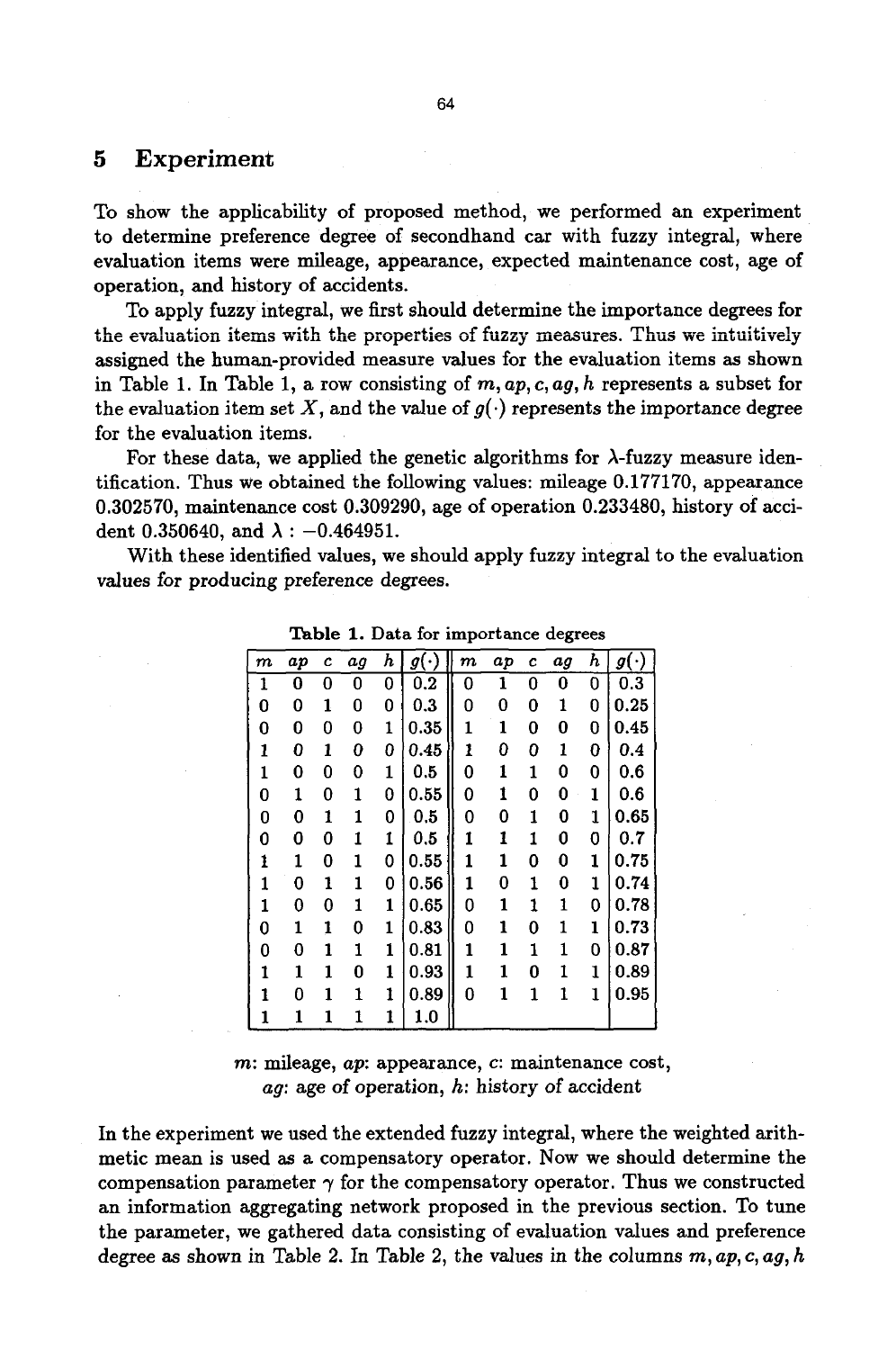## 5 Experiment

To show the applicability of proposed method, we performed an experiment to determine preference degree of secondhand car with fuzzy integral, where evaluation items were mileage, appearance, expected maintenance cost, age of operation, and history of accidents.

To apply fuzzy integral, we first should determine the importance degrees for the evaluation items with the properties of fuzzy measures. Thus we intuitively assigned the human-provided measure values for the evaluation items as shown in Table 1. In Table 1, a row consisting of $m, ap, c, ag, h$ represents a subset for the evaluation item set $X$, and the value of $g(\cdot)$ represents the importance degree for the evaluation items.

For these data, we applied the genetic algorithms for $\lambda$-fuzzy measure identification. Thus we obtained the following values: mileage 0.177170, appearance 0.302570, maintenance cost 0.309290, age of operation 0.233480, history of accident 0.350640, and $\lambda$ : $-0.464951$.

With these identified values, we should apply fuzzy integral to the evaluation values for producing preference degrees.

**Table 1.** Data for importance degrees

| $m$ | $ap$ | $c$ | $ag$ | $h$ | $g(\cdot)$ | $m$ | $ap$ | $c$ | $ag$ | $h$ | $g(\cdot)$ |
|---|---|---|---|---|---|---|---|---|---|---|---|
| 1 | 0 | 0 | 0 | 0 | 0.2 | 0 | 1 | 0 | 0 | 0 | 0.3 |
| 0 | 0 | 1 | 0 | 0 | 0.3 | 0 | 0 | 0 | 1 | 0 | 0.25 |
| 0 | 0 | 0 | 0 | 1 | 0.35 | 1 | 1 | 0 | 0 | 0 | 0.45 |
| 1 | 0 | 1 | 0 | 0 | 0.45 | 1 | 0 | 0 | 1 | 0 | 0.4 |
| 1 | 0 | 0 | 0 | 1 | 0.5 | 0 | 1 | 1 | 0 | 0 | 0.6 |
| 0 | 1 | 0 | 1 | 0 | 0.55 | 0 | 1 | 0 | 0 | 1 | 0.6 |
| 0 | 0 | 1 | 1 | 0 | 0.5 | 0 | 0 | 1 | 0 | 1 | 0.65 |
| 0 | 0 | 0 | 1 | 1 | 0.5 | 1 | 1 | 1 | 0 | 0 | 0.7 |
| 1 | 1 | 0 | 1 | 0 | 0.55 | 1 | 1 | 0 | 0 | 1 | 0.75 |
| 1 | 0 | 1 | 1 | 0 | 0.56 | 1 | 0 | 1 | 0 | 1 | 0.74 |
| 1 | 0 | 0 | 1 | 1 | 0.65 | 0 | 1 | 1 | 1 | 0 | 0.78 |
| 0 | 1 | 1 | 0 | 1 | 0.83 | 0 | 1 | 0 | 1 | 1 | 0.73 |
| 0 | 0 | 1 | 1 | 1 | 0.81 | 1 | 1 | 1 | 1 | 0 | 0.87 |
| 1 | 1 | 1 | 0 | 1 | 0.93 | 1 | 1 | 0 | 1 | 1 | 0.89 |
| 1 | 0 | 1 | 1 | 1 | 0.89 | 0 | 1 | 1 | 1 | 1 | 0.95 |
| 1 | 1 | 1 | 1 | 1 | 1.0 | | | | | | |

$m$: mileage, $ap$: appearance, $c$: maintenance cost, $ag$: age of operation, $h$: history of accident

In the experiment we used the extended fuzzy integral, where the weighted arithmetic mean is used as a compensatory operator. Now we should determine the compensation parameter $\gamma$ for the compensatory operator. Thus we constructed an information aggregating network proposed in the previous section. To tune the parameter, we gathered data consisting of evaluation values and preference degree as shown in Table 2. In Table 2, the values in the columns $m, ap, c, ag, h$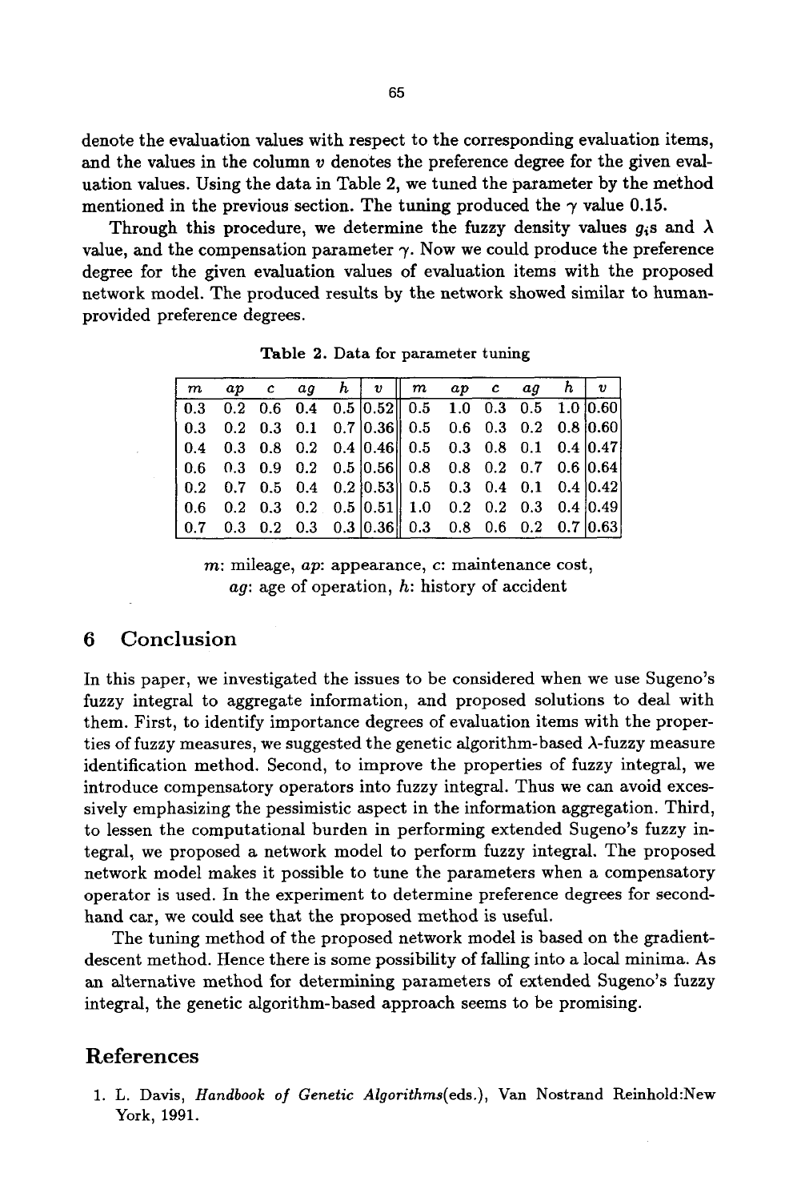denote the evaluation values with respect to the corresponding evaluation items, and the values in the column $v$ denotes the preference degree for the given evaluation values. Using the data in Table 2, we tuned the parameter by the method mentioned in the previous section. The tuning produced the $\gamma$ value 0.15.

Through this procedure, we determine the fuzzy density values $g_i$s and $\lambda$ value, and the compensation parameter $\gamma$. Now we could produce the preference degree for the given evaluation values of evaluation items with the proposed network model. The produced results by the network showed similar to human-provided preference degrees.

**Table 2.** Data for parameter tuning

| $m$ | $ap$ | $c$ | $ag$ | $h$ | $v$ | $m$ | $ap$ | $c$ | $ag$ | $h$ | $v$ |
|---|---|---|---|---|---|---|---|---|---|---|---|
| 0.3 | 0.2 | 0.6 | 0.4 | 0.5 | 0.52 | 0.5 | 1.0 | 0.3 | 0.5 | 1.0 | 0.60 |
| 0.3 | 0.2 | 0.3 | 0.1 | 0.7 | 0.36 | 0.5 | 0.6 | 0.3 | 0.2 | 0.8 | 0.60 |
| 0.4 | 0.3 | 0.8 | 0.2 | 0.4 | 0.46 | 0.5 | 0.3 | 0.8 | 0.1 | 0.4 | 0.47 |
| 0.6 | 0.3 | 0.9 | 0.2 | 0.5 | 0.56 | 0.8 | 0.8 | 0.2 | 0.7 | 0.6 | 0.64 |
| 0.2 | 0.7 | 0.5 | 0.4 | 0.2 | 0.53 | 0.5 | 0.3 | 0.4 | 0.1 | 0.4 | 0.42 |
| 0.6 | 0.2 | 0.3 | 0.2 | 0.5 | 0.51 | 1.0 | 0.2 | 0.2 | 0.3 | 0.4 | 0.49 |
| 0.7 | 0.3 | 0.2 | 0.3 | 0.3 | 0.36 | 0.3 | 0.8 | 0.6 | 0.2 | 0.7 | 0.63 |

$m$: mileage, $ap$: appearance, $c$: maintenance cost, $ag$: age of operation, $h$: history of accident

## 6 Conclusion

In this paper, we investigated the issues to be considered when we use Sugeno's fuzzy integral to aggregate information, and proposed solutions to deal with them. First, to identify importance degrees of evaluation items with the properties of fuzzy measures, we suggested the genetic algorithm-based $\lambda$-fuzzy measure identification method. Second, to improve the properties of fuzzy integral, we introduce compensatory operators into fuzzy integral. Thus we can avoid excessively emphasizing the pessimistic aspect in the information aggregation. Third, to lessen the computational burden in performing extended Sugeno's fuzzy integral, we proposed a network model to perform fuzzy integral. The proposed network model makes it possible to tune the parameters when a compensatory operator is used. In the experiment to determine preference degrees for second-hand car, we could see that the proposed method is useful.

The tuning method of the proposed network model is based on the gradient-descent method. Hence there is some possibility of falling into a local minima. As an alternative method for determining parameters of extended Sugeno's fuzzy integral, the genetic algorithm-based approach seems to be promising.

## References

1. L. Davis, *Handbook of Genetic Algorithms*(eds.), Van Nostrand Reinhold:New York, 1991.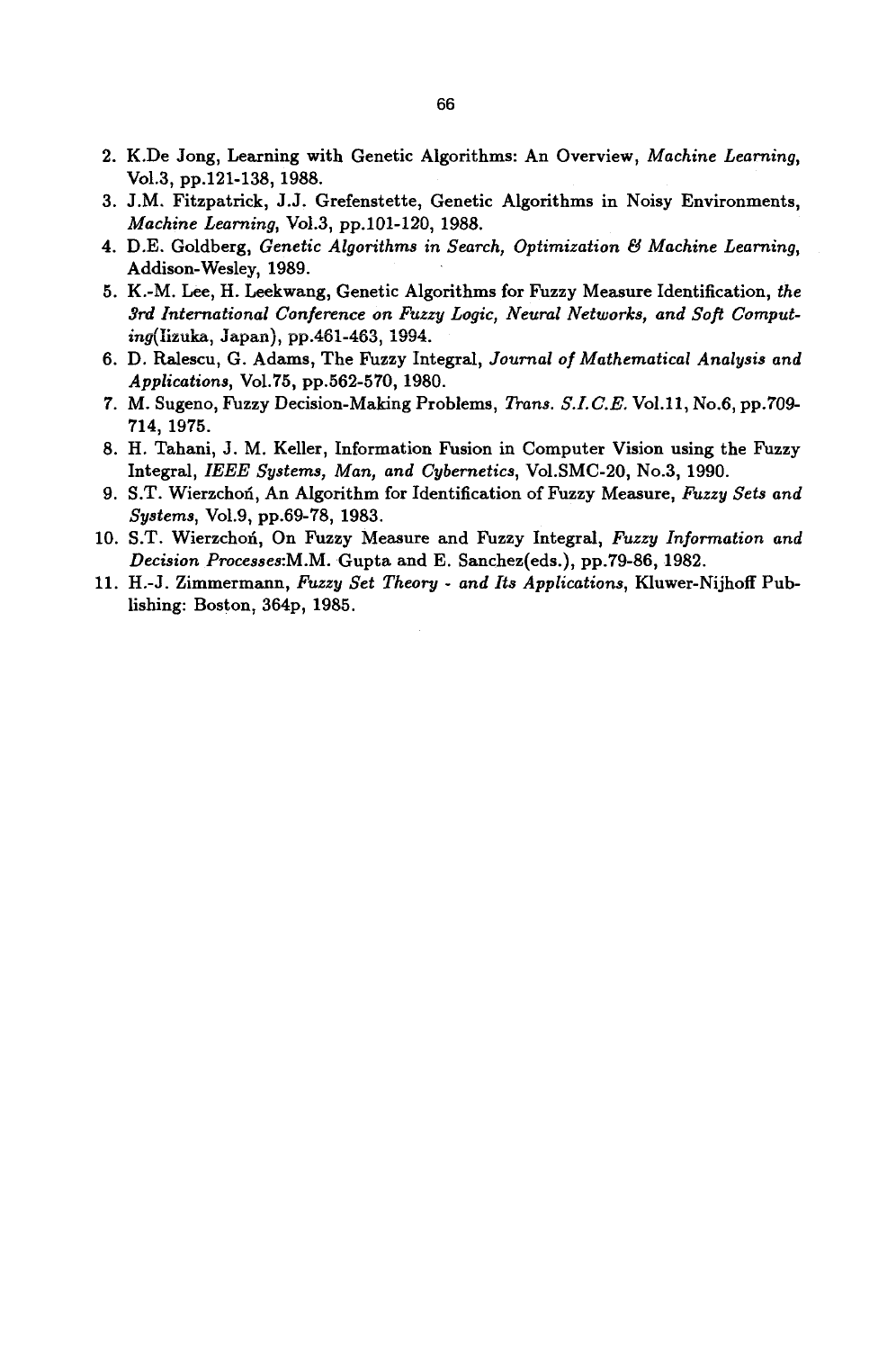2. K.De Jong, Learning with Genetic Algorithms: An Overview, *Machine Learning*, Vol.3, pp.121-138, 1988.
3. J.M. Fitzpatrick, J.J. Grefenstette, Genetic Algorithms in Noisy Environments, *Machine Learning*, Vol.3, pp.101-120, 1988.
4. D.E. Goldberg, *Genetic Algorithms in Search, Optimization & Machine Learning*, Addison-Wesley, 1989.
5. K.-M. Lee, H. Leekwang, Genetic Algorithms for Fuzzy Measure Identification, *the 3rd International Conference on Fuzzy Logic, Neural Networks, and Soft Computing*(Iizuka, Japan), pp.461-463, 1994.
6. D. Ralescu, G. Adams, The Fuzzy Integral, *Journal of Mathematical Analysis and Applications*, Vol.75, pp.562-570, 1980.
7. M. Sugeno, Fuzzy Decision-Making Problems, *Trans. S.I.C.E.* Vol.11, No.6, pp.709-714, 1975.
8. H. Tahani, J. M. Keller, Information Fusion in Computer Vision using the Fuzzy Integral, *IEEE Systems, Man, and Cybernetics*, Vol.SMC-20, No.3, 1990.
9. S.T. Wierzchoń, An Algorithm for Identification of Fuzzy Measure, *Fuzzy Sets and Systems*, Vol.9, pp.69-78, 1983.
10. S.T. Wierzchoń, On Fuzzy Measure and Fuzzy Integral, *Fuzzy Information and Decision Processes*:M.M. Gupta and E. Sanchez(eds.), pp.79-86, 1982.
11. H.-J. Zimmermann, *Fuzzy Set Theory - and Its Applications*, Kluwer-Nijhoff Publishing: Boston, 364p, 1985.